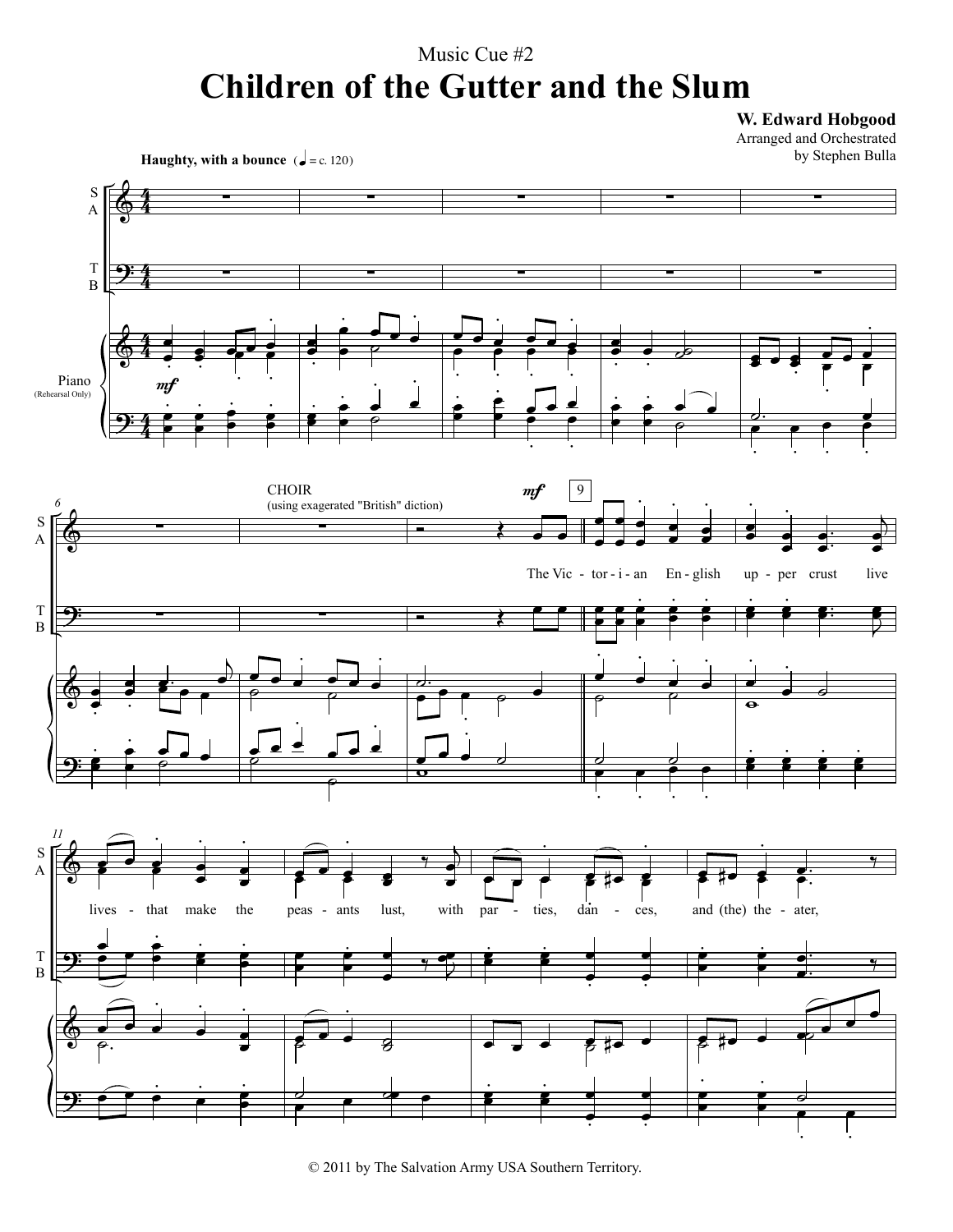Music Cue #2

# Children of the Gutter and the Slum

**W. Edward Hobgood**
Arranged and Orchestrated
by Stephen Bulla

**Haughty, with a bounce** (♩ = c. 120)

CHOIR
(using exagerated "British" diction)

The Vic - tor - i - an En - glish up - per crust live lives - that make the peas - ants lust, with par - ties, dan - ces, and (the) the - ater,

© 2011 by The Salvation Army USA Southern Territory.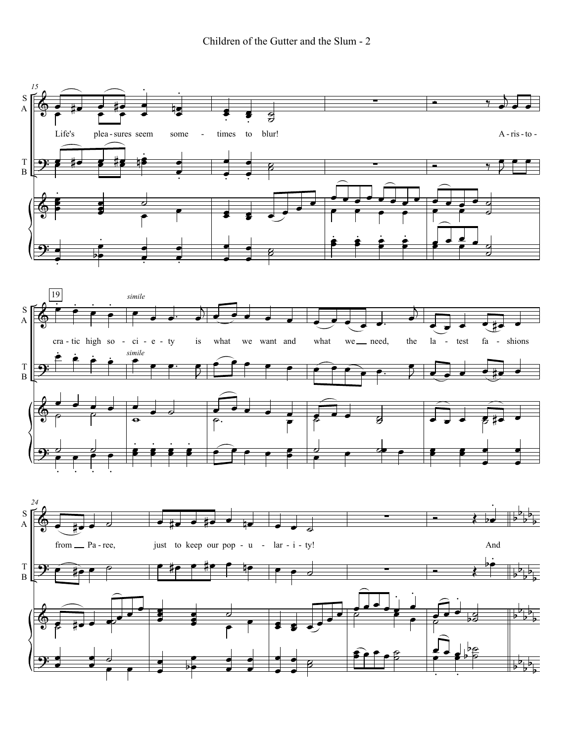Life's plea - sures seem some - times to blur! A - ris - to - cra - tic high so - ci - e - ty is what we want and what we need, the la - test fa - shions from Pa - ree, just to keep our pop - u - lar - i - ty! And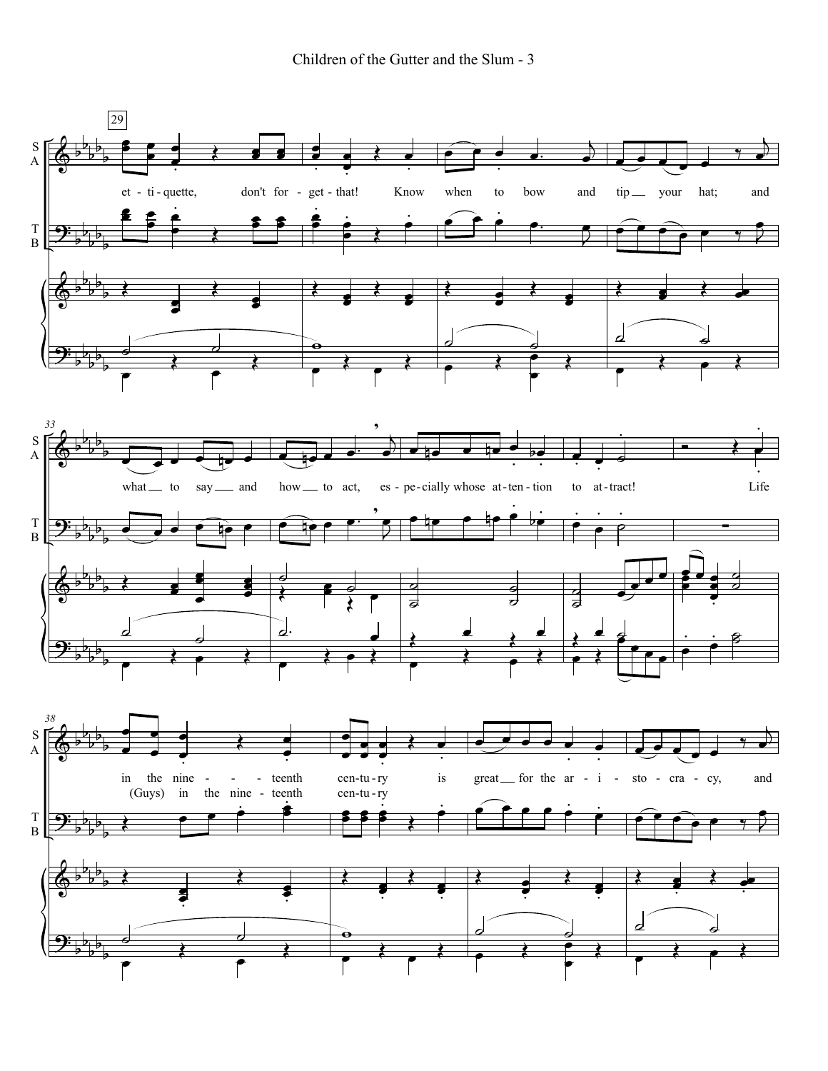29

S
A

et - ti - quette, don't for - get - that! Know when to bow and tip __ your hat; and

T
B

33

what __ to say __ and how __ to act, es - pe - cially whose at - ten - tion to at - tract! Life

38

in the nine - - - teenth cen - tu - ry is great __ for the ar - i - sto - cra - cy, and

(Guys) in the nine - teenth cen - tu - ry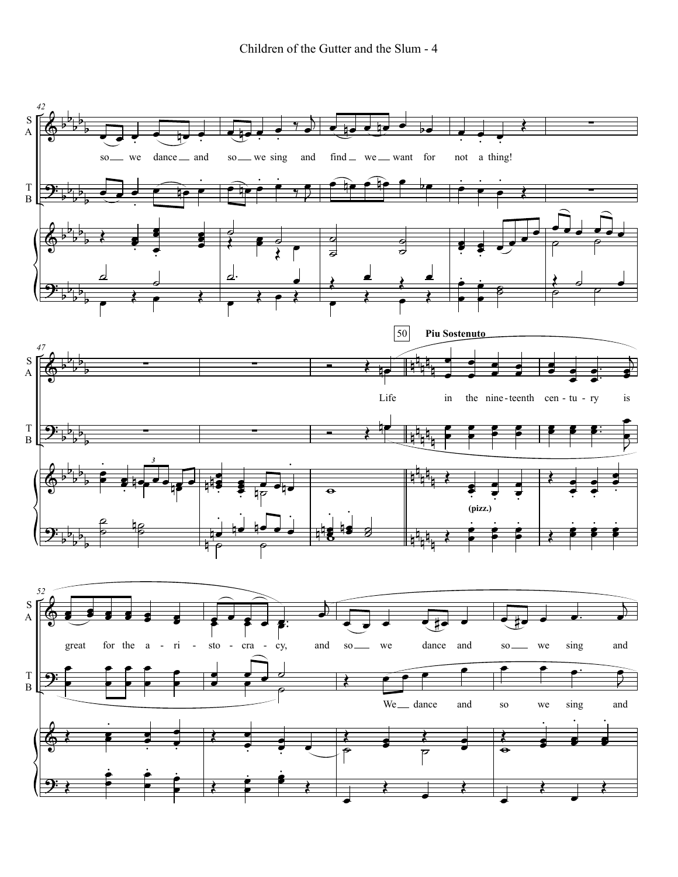Children of the Gutter and the Slum - 4

so we dance and so we sing and find we want for not a thing!

50 **Piu Sostenuto**

Life in the nine-teenth cen-tu-ry is

(pizz.)

great for the a-ri-sto-cra-cy, and so we dance and so we sing and

We dance and so we sing and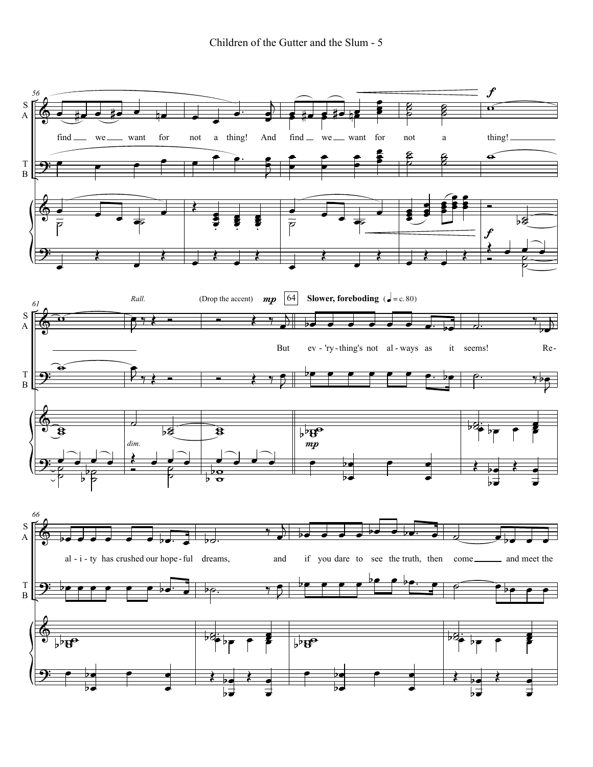find we want for not a thing! And find we want for not a thing!

*Rall.* (Drop the accent) ***mp*** 64 **Slower, foreboding** (♩ = c. 80)

But ev-'ry-thing's not al-ways as it seems! Re-al-i-ty has crushed our hope-ful dreams, and if you dare to see the truth, then come and meet the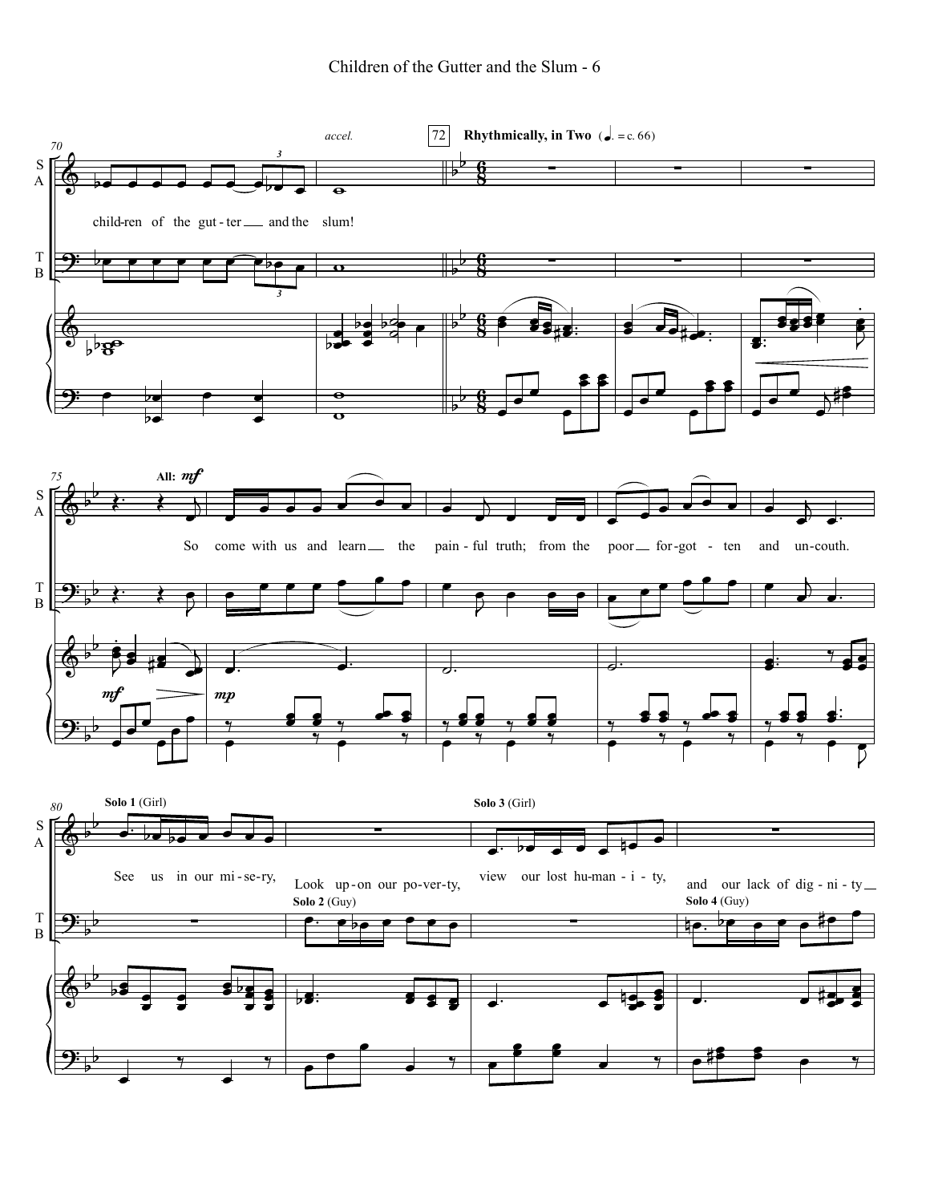*accel.*

72 **Rhythmically, in Two** (♩. = c. 66)

S A

child-ren of the gut-ter and the slum!

T B

**All:** *mf*

So come with us and learn the pain-ful truth; from the poor for-got-ten and un-couth.

*mf* *mp*

**Solo 1** (Girl)

See us in our mi-se-ry,

**Solo 2** (Guy)

Look up-on our po-ver-ty,

**Solo 3** (Girl)

view our lost hu-man-i-ty,

**Solo 4** (Guy)

and our lack of dig-ni-ty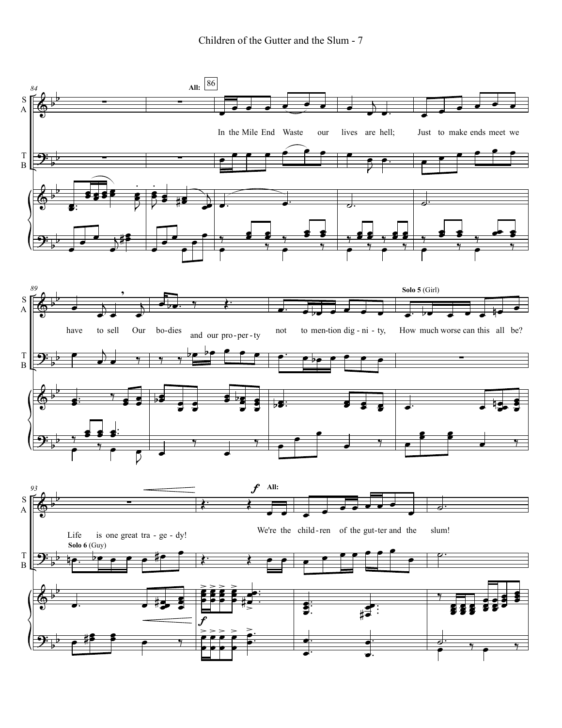All: 86

In the Mile End Waste our lives are hell; Just to make ends meet we have to sell Our bodies and our property not to mention dignity,

Solo 5 (Girl)

How much worse can this all be?

Solo 6 (Guy)

Life is one great tragedy!

All:

We're the children of the gutter and the slum!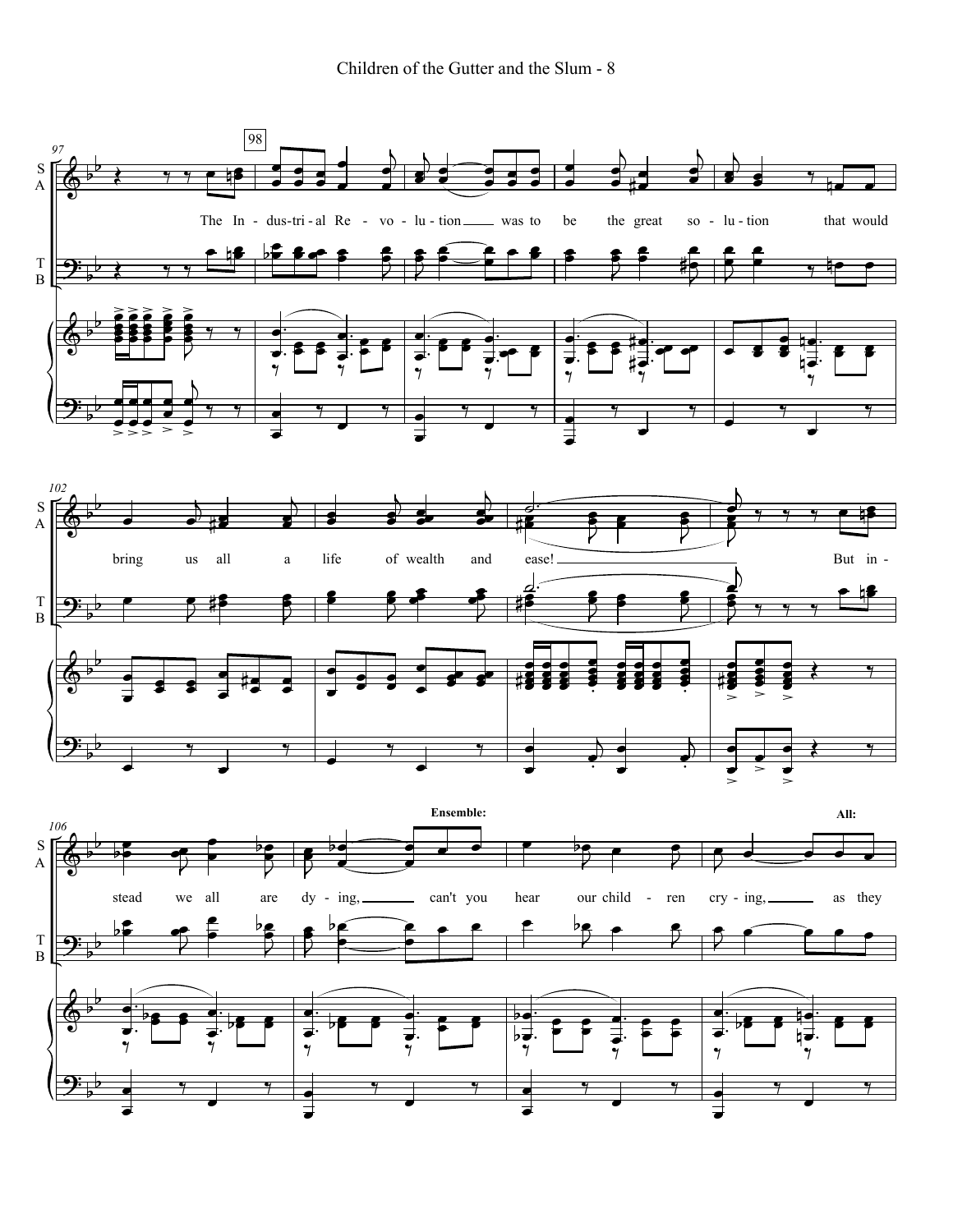The Industrial Revolution was to be the great solution that would bring us all a life of wealth and ease! But instead we all are dying, can't you hear our children crying, as they

**Ensemble:**

**All:**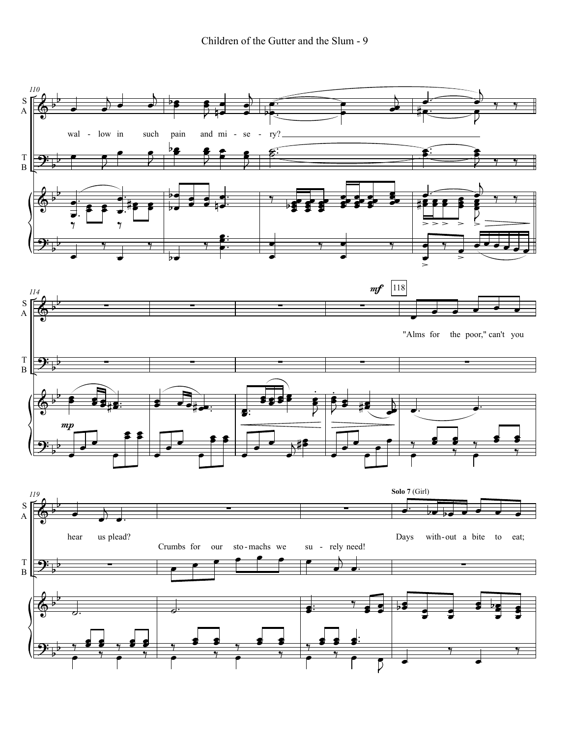wal - low in such pain and mi - se - ry?

*mf* 118

"Alms for the poor," can't you

hear us plead?

Crumbs for our sto - machs we su - rely need!

**Solo 7** (Girl)

Days with - out a bite to eat;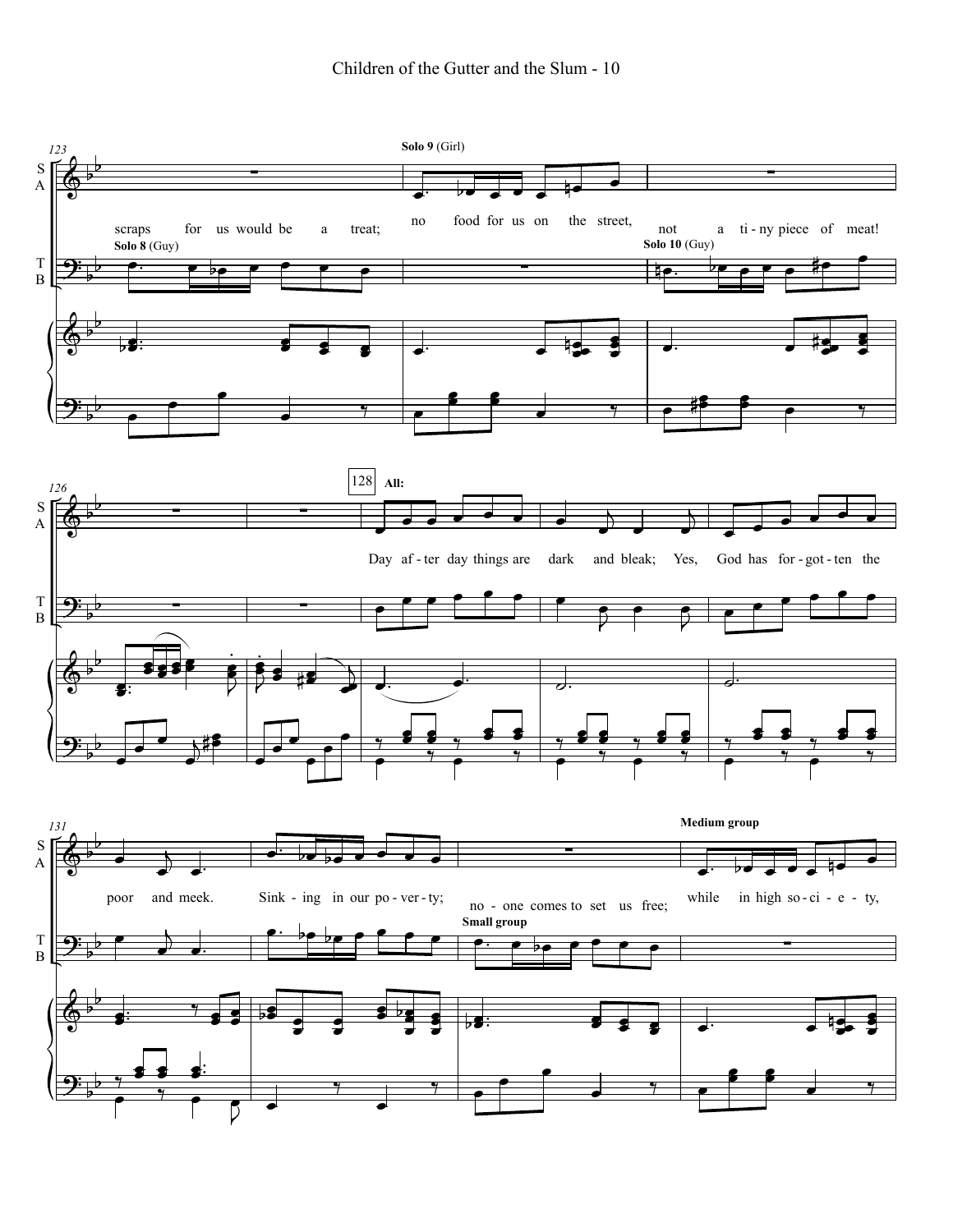# Children of the Gutter and the Slum - 10

**Solo 8** (Guy): scraps for us would be a treat;

**Solo 9** (Girl): no food for us on the street,

**Solo 10** (Guy): not a ti - ny piece of meat!

128 **All:** Day af - ter day things are dark and bleak; Yes, God has for - got - ten the poor and meek. Sink - ing in our po - ver - ty;

**Small group**: no - one comes to set us free;

**Medium group**: while in high so - ci - e - ty,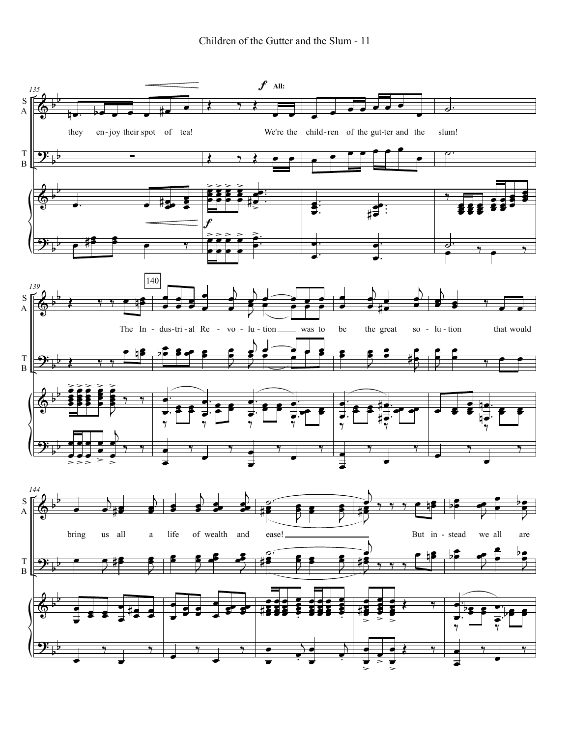they en-joy their spot of tea! We're the child-ren of the gut-ter and the slum!

The In-dus-tri-al Re-vo-lu-tion was to be the great so-lu-tion that would bring us all a life of wealth and ease! But in-stead we all are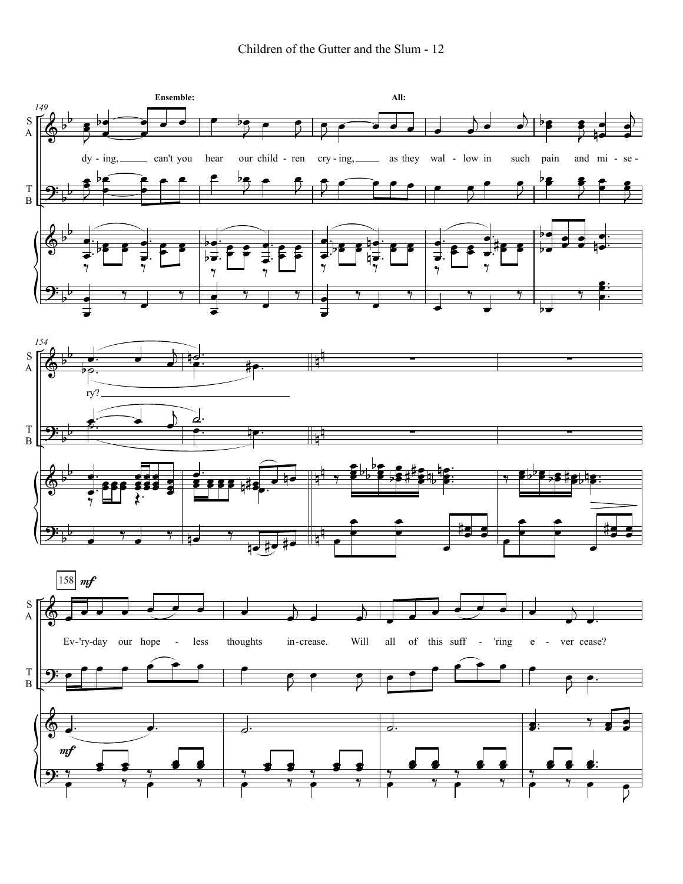Ensemble:

All:

dy - ing, can't you hear our child - ren cry - ing, as they wal - low in such pain and mi - se -

ry?

158 *mf*

Ev - 'ry-day our hope - less thoughts in-crease. Will all of this suff - 'ring e - ver cease?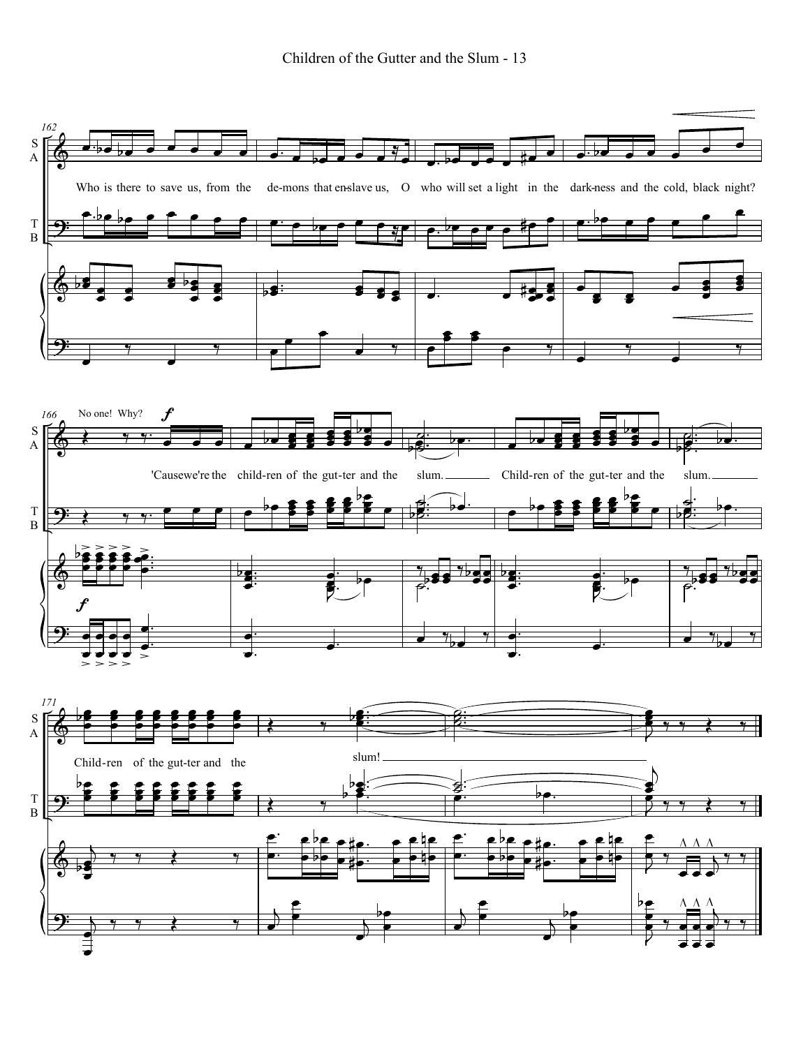Who is there to save us, from the demons that enslave us, O who will set a light in the darkness and the cold, black night?

No one! Why?

*f*

'Cause we're the children of the gutter and the slum.

Children of the gutter and the slum.

Children of the gutter and the slum!